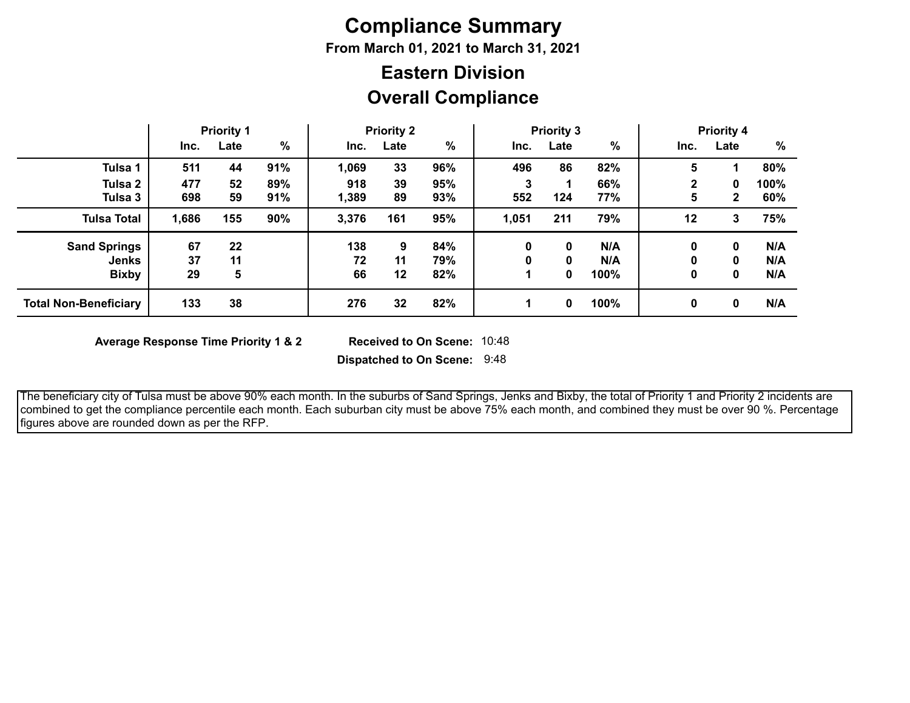# Compliance Summary

**From March 01, 2021 to March 31, 2021**

## Eastern Division

## Overall Compliance

| | Priority 1 | | | Priority 2 | | | Priority 3 | | | Priority 4 | | |
|---|---|---|---|---|---|---|---|---|---|---|---|---|
| | Inc. | Late | % | Inc. | Late | % | Inc. | Late | % | Inc. | Late | % |
| **Tulsa 1** | 511 | 44 | 91% | 1,069 | 33 | 96% | 496 | 86 | 82% | 5 | 1 | 80% |
| **Tulsa 2** | 477 | 52 | 89% | 918 | 39 | 95% | 3 | 1 | 66% | 2 | 0 | 100% |
| **Tulsa 3** | 698 | 59 | 91% | 1,389 | 89 | 93% | 552 | 124 | 77% | 5 | 2 | 60% |
| **Tulsa Total** | 1,686 | 155 | 90% | 3,376 | 161 | 95% | 1,051 | 211 | 79% | 12 | 3 | 75% |
| **Sand Springs** | 67 | 22 | | 138 | 9 | 84% | 0 | 0 | N/A | 0 | 0 | N/A |
| **Jenks** | 37 | 11 | | 72 | 11 | 79% | 0 | 0 | N/A | 0 | 0 | N/A |
| **Bixby** | 29 | 5 | | 66 | 12 | 82% | 1 | 0 | 100% | 0 | 0 | N/A |
| **Total Non-Beneficiary** | 133 | 38 | | 276 | 32 | 82% | 1 | 0 | 100% | 0 | 0 | N/A |

**Average Response Time Priority 1 & 2** **Received to On Scene:** 10:48

**Dispatched to On Scene:** 9:48

The beneficiary city of Tulsa must be above 90% each month. In the suburbs of Sand Springs, Jenks and Bixby, the total of Priority 1 and Priority 2 incidents are combined to get the compliance percentile each month. Each suburban city must be above 75% each month, and combined they must be over 90 %. Percentage figures above are rounded down as per the RFP.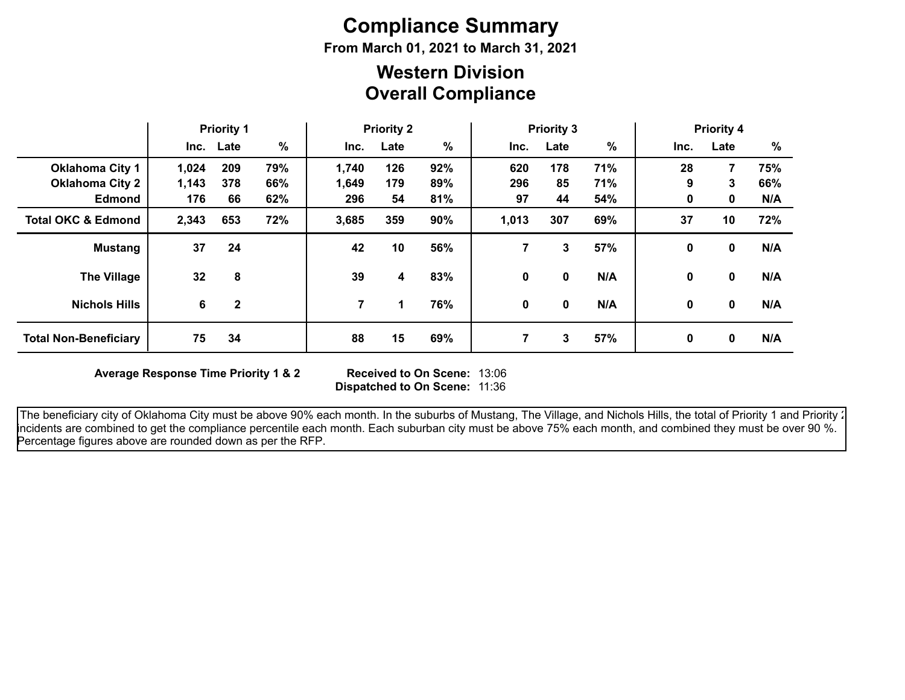# Compliance Summary

**From March 01, 2021 to March 31, 2021**

## Western Division
## Overall Compliance

| | Priority 1 | | | Priority 2 | | | Priority 3 | | | Priority 4 | | |
|---|---|---|---|---|---|---|---|---|---|---|---|---|
| | Inc. | Late | % | Inc. | Late | % | Inc. | Late | % | Inc. | Late | % |
| **Oklahoma City 1** | 1,024 | 209 | 79% | 1,740 | 126 | 92% | 620 | 178 | 71% | 28 | 7 | 75% |
| **Oklahoma City 2** | 1,143 | 378 | 66% | 1,649 | 179 | 89% | 296 | 85 | 71% | 9 | 3 | 66% |
| **Edmond** | 176 | 66 | 62% | 296 | 54 | 81% | 97 | 44 | 54% | 0 | 0 | N/A |
| **Total OKC & Edmond** | 2,343 | 653 | 72% | 3,685 | 359 | 90% | 1,013 | 307 | 69% | 37 | 10 | 72% |
| **Mustang** | 37 | 24 | | 42 | 10 | 56% | 7 | 3 | 57% | 0 | 0 | N/A |
| **The Village** | 32 | 8 | | 39 | 4 | 83% | 0 | 0 | N/A | 0 | 0 | N/A |
| **Nichols Hills** | 6 | 2 | | 7 | 1 | 76% | 0 | 0 | N/A | 0 | 0 | N/A |
| **Total Non-Beneficiary** | 75 | 34 | | 88 | 15 | 69% | 7 | 3 | 57% | 0 | 0 | N/A |

**Average Response Time Priority 1 & 2**

**Received to On Scene:** 13:06
**Dispatched to On Scene:** 11:36

The beneficiary city of Oklahoma City must be above 90% each month. In the suburbs of Mustang, The Village, and Nichols Hills, the total of Priority 1 and Priority 2 incidents are combined to get the compliance percentile each month. Each suburban city must be above 75% each month, and combined they must be over 90 %. Percentage figures above are rounded down as per the RFP.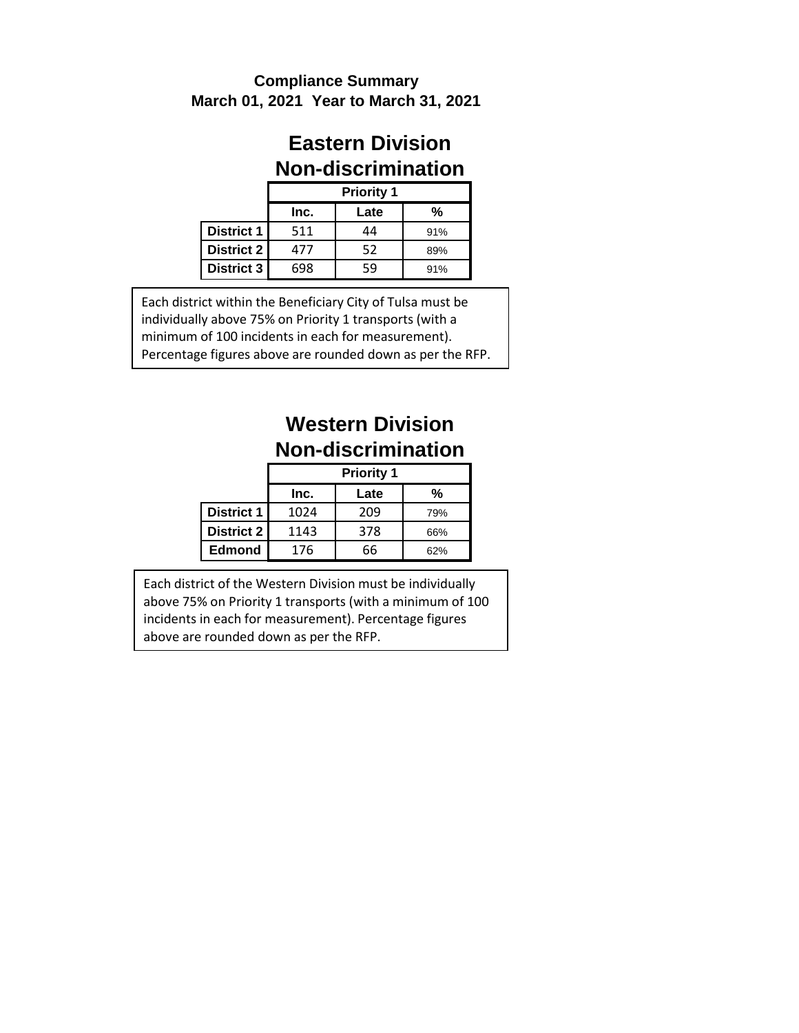**Compliance Summary**
**March 01, 2021 Year to March 31, 2021**

## Eastern Division Non-discrimination

| | Priority 1 | | |
|---|---|---|---|
| | **Inc.** | **Late** | **%** |
| **District 1** | 511 | 44 | 91% |
| **District 2** | 477 | 52 | 89% |
| **District 3** | 698 | 59 | 91% |

Each district within the Beneficiary City of Tulsa must be individually above 75% on Priority 1 transports (with a minimum of 100 incidents in each for measurement). Percentage figures above are rounded down as per the RFP.

## Western Division Non-discrimination

| | Priority 1 | | |
|---|---|---|---|
| | **Inc.** | **Late** | **%** |
| **District 1** | 1024 | 209 | 79% |
| **District 2** | 1143 | 378 | 66% |
| **Edmond** | 176 | 66 | 62% |

Each district of the Western Division must be individually above 75% on Priority 1 transports (with a minimum of 100 incidents in each for measurement). Percentage figures above are rounded down as per the RFP.